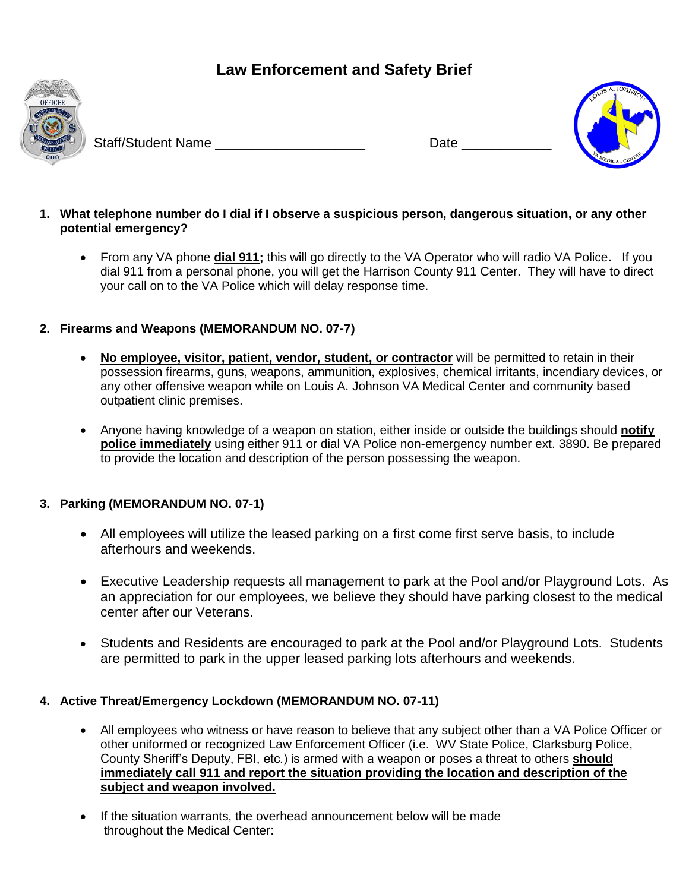# Law Enforcement and Safety Brief

Staff/Student Name ____________________ Date ____________

1. **What telephone number do I dial if I observe a suspicious person, dangerous situation, or any other potential emergency?**

   - From any VA phone **dial 911;** this will go directly to the VA Operator who will radio VA Police**.** If you dial 911 from a personal phone, you will get the Harrison County 911 Center. They will have to direct your call on to the VA Police which will delay response time.

2. **Firearms and Weapons (MEMORANDUM NO. 07-7)**

   - **No employee, visitor, patient, vendor, student, or contractor** will be permitted to retain in their possession firearms, guns, weapons, ammunition, explosives, chemical irritants, incendiary devices, or any other offensive weapon while on Louis A. Johnson VA Medical Center and community based outpatient clinic premises.

   - Anyone having knowledge of a weapon on station, either inside or outside the buildings should **notify police immediately** using either 911 or dial VA Police non-emergency number ext. 3890. Be prepared to provide the location and description of the person possessing the weapon.

3. **Parking (MEMORANDUM NO. 07-1)**

   - All employees will utilize the leased parking on a first come first serve basis, to include afterhours and weekends.

   - Executive Leadership requests all management to park at the Pool and/or Playground Lots. As an appreciation for our employees, we believe they should have parking closest to the medical center after our Veterans.

   - Students and Residents are encouraged to park at the Pool and/or Playground Lots. Students are permitted to park in the upper leased parking lots afterhours and weekends.

4. **Active Threat/Emergency Lockdown (MEMORANDUM NO. 07-11)**

   - All employees who witness or have reason to believe that any subject other than a VA Police Officer or other uniformed or recognized Law Enforcement Officer (i.e. WV State Police, Clarksburg Police, County Sheriff's Deputy, FBI, etc.) is armed with a weapon or poses a threat to others **should immediately call 911 and report the situation providing the location and description of the subject and weapon involved.**

   - If the situation warrants, the overhead announcement below will be made throughout the Medical Center: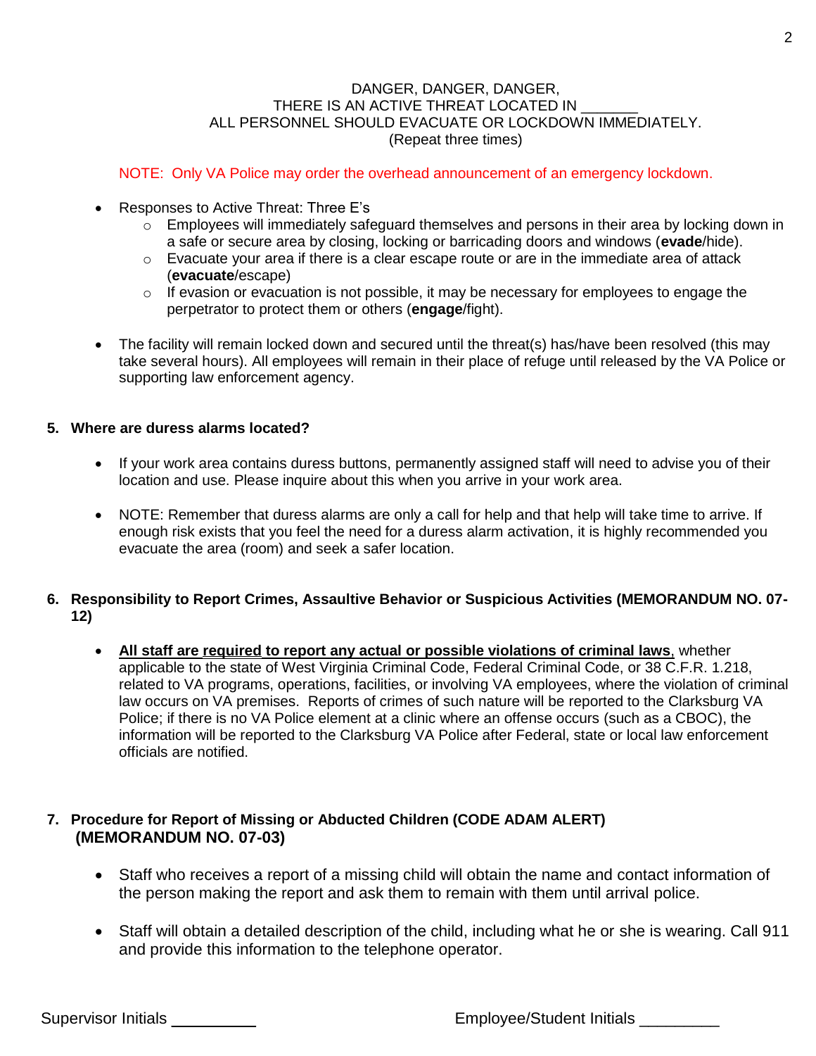DANGER, DANGER, DANGER,
THERE IS AN ACTIVE THREAT LOCATED IN _______
ALL PERSONNEL SHOULD EVACUATE OR LOCKDOWN IMMEDIATELY.
(Repeat three times)

NOTE: Only VA Police may order the overhead announcement of an emergency lockdown.

- Responses to Active Threat: Three E's
  - Employees will immediately safeguard themselves and persons in their area by locking down in a safe or secure area by closing, locking or barricading doors and windows (**evade**/hide).
  - Evacuate your area if there is a clear escape route or are in the immediate area of attack (**evacuate**/escape)
  - If evasion or evacuation is not possible, it may be necessary for employees to engage the perpetrator to protect them or others (**engage**/fight).

- The facility will remain locked down and secured until the threat(s) has/have been resolved (this may take several hours). All employees will remain in their place of refuge until released by the VA Police or supporting law enforcement agency.

**5. Where are duress alarms located?**

- If your work area contains duress buttons, permanently assigned staff will need to advise you of their location and use. Please inquire about this when you arrive in your work area.

- NOTE: Remember that duress alarms are only a call for help and that help will take time to arrive. If enough risk exists that you feel the need for a duress alarm activation, it is highly recommended you evacuate the area (room) and seek a safer location.

**6. Responsibility to Report Crimes, Assaultive Behavior or Suspicious Activities (MEMORANDUM NO. 07-12)**

- <u>**All staff are required to report any actual or possible violations of criminal laws**</u>, whether applicable to the state of West Virginia Criminal Code, Federal Criminal Code, or 38 C.F.R. 1.218, related to VA programs, operations, facilities, or involving VA employees, where the violation of criminal law occurs on VA premises. Reports of crimes of such nature will be reported to the Clarksburg VA Police; if there is no VA Police element at a clinic where an offense occurs (such as a CBOC), the information will be reported to the Clarksburg VA Police after Federal, state or local law enforcement officials are notified.

**7. Procedure for Report of Missing or Abducted Children (CODE ADAM ALERT) (MEMORANDUM NO. 07-03)**

- Staff who receives a report of a missing child will obtain the name and contact information of the person making the report and ask them to remain with them until arrival police.

- Staff will obtain a detailed description of the child, including what he or she is wearing. Call 911 and provide this information to the telephone operator.

Supervisor Initials __________ Employee/Student Initials _________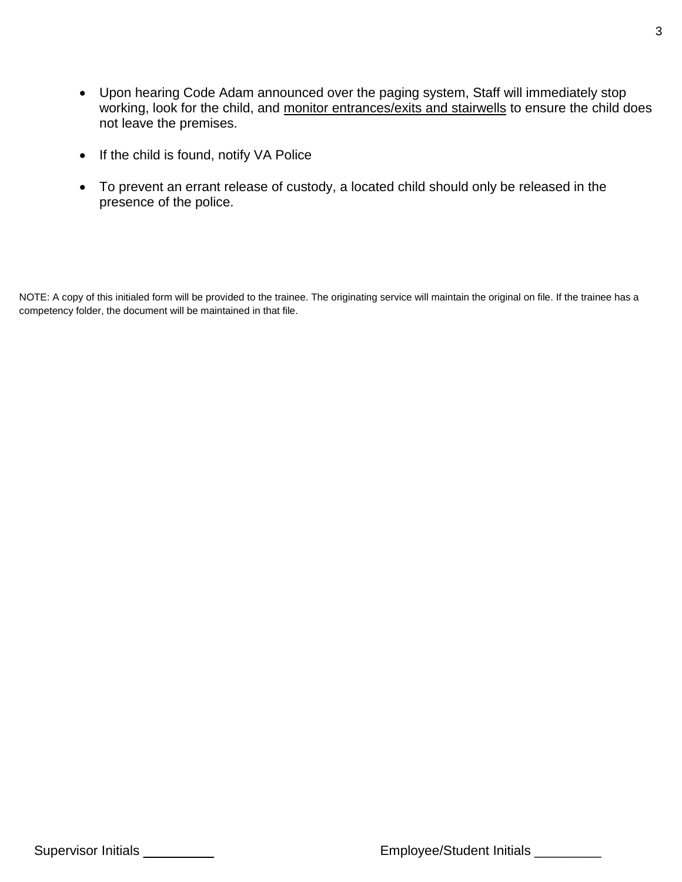- Upon hearing Code Adam announced over the paging system, Staff will immediately stop working, look for the child, and <u>monitor entrances/exits and stairwells</u> to ensure the child does not leave the premises.

- If the child is found, notify VA Police

- To prevent an errant release of custody, a located child should only be released in the presence of the police.

NOTE: A copy of this initialed form will be provided to the trainee. The originating service will maintain the original on file. If the trainee has a competency folder, the document will be maintained in that file.

Supervisor Initials _________ Employee/Student Initials _________